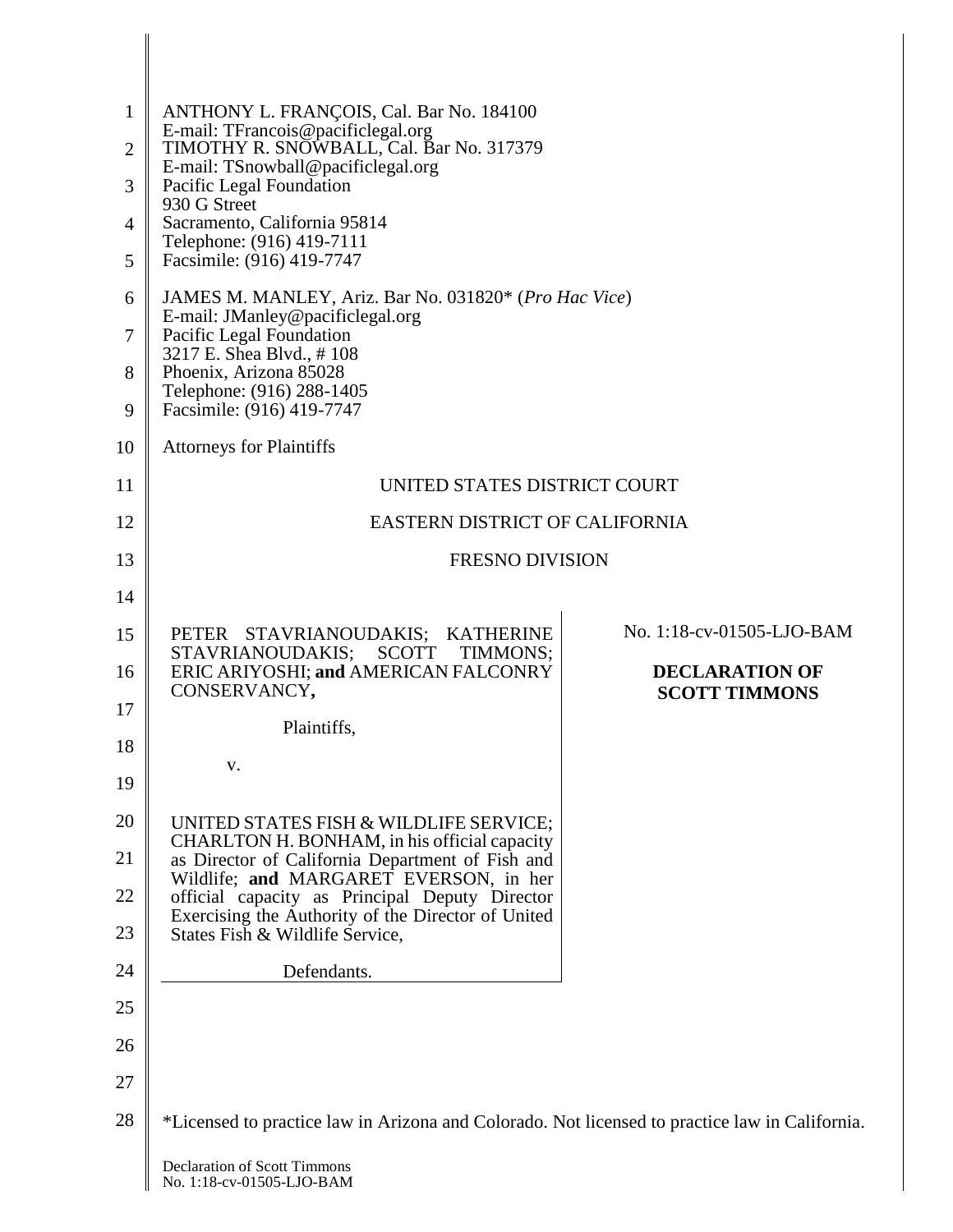ANTHONY L. FRANÇOIS, Cal. Bar No. 184100
E-mail: TFrancois@pacificlegal.org
TIMOTHY R. SNOWBALL, Cal. Bar No. 317379
E-mail: TSnowball@pacificlegal.org
Pacific Legal Foundation
930 G Street
Sacramento, California 95814
Telephone: (916) 419-7111
Facsimile: (916) 419-7747

JAMES M. MANLEY, Ariz. Bar No. 031820* (*Pro Hac Vice*)
E-mail: JManley@pacificlegal.org
Pacific Legal Foundation
3217 E. Shea Blvd., # 108
Phoenix, Arizona 85028
Telephone: (916) 288-1405
Facsimile: (916) 419-7747

Attorneys for Plaintiffs

UNITED STATES DISTRICT COURT

EASTERN DISTRICT OF CALIFORNIA

FRESNO DIVISION

PETER STAVRIANOUDAKIS; KATHERINE STAVRIANOUDAKIS; SCOTT TIMMONS; ERIC ARIYOSHI; **and** AMERICAN FALCONRY CONSERVANCY**,**

Plaintiffs,

v.

UNITED STATES FISH & WILDLIFE SERVICE; CHARLTON H. BONHAM, in his official capacity as Director of California Department of Fish and Wildlife; **and** MARGARET EVERSON, in her official capacity as Principal Deputy Director Exercising the Authority of the Director of United States Fish & Wildlife Service,

Defendants.

No. 1:18-cv-01505-LJO-BAM

**DECLARATION OF SCOTT TIMMONS**

*Licensed to practice law in Arizona and Colorado. Not licensed to practice law in California.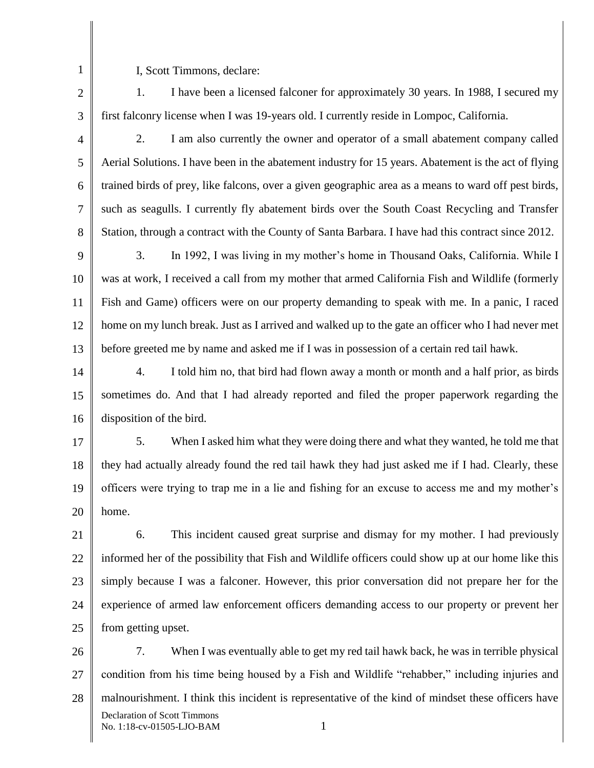I, Scott Timmons, declare:

1. I have been a licensed falconer for approximately 30 years. In 1988, I secured my first falconry license when I was 19-years old. I currently reside in Lompoc, California.

2. I am also currently the owner and operator of a small abatement company called Aerial Solutions. I have been in the abatement industry for 15 years. Abatement is the act of flying trained birds of prey, like falcons, over a given geographic area as a means to ward off pest birds, such as seagulls. I currently fly abatement birds over the South Coast Recycling and Transfer Station, through a contract with the County of Santa Barbara. I have had this contract since 2012.

3. In 1992, I was living in my mother's home in Thousand Oaks, California. While I was at work, I received a call from my mother that armed California Fish and Wildlife (formerly Fish and Game) officers were on our property demanding to speak with me. In a panic, I raced home on my lunch break. Just as I arrived and walked up to the gate an officer who I had never met before greeted me by name and asked me if I was in possession of a certain red tail hawk.

4. I told him no, that bird had flown away a month or month and a half prior, as birds sometimes do. And that I had already reported and filed the proper paperwork regarding the disposition of the bird.

5. When I asked him what they were doing there and what they wanted, he told me that they had actually already found the red tail hawk they had just asked me if I had. Clearly, these officers were trying to trap me in a lie and fishing for an excuse to access me and my mother's home.

6. This incident caused great surprise and dismay for my mother. I had previously informed her of the possibility that Fish and Wildlife officers could show up at our home like this simply because I was a falconer. However, this prior conversation did not prepare her for the experience of armed law enforcement officers demanding access to our property or prevent her from getting upset.

7. When I was eventually able to get my red tail hawk back, he was in terrible physical condition from his time being housed by a Fish and Wildlife "rehabber," including injuries and malnourishment. I think this incident is representative of the kind of mindset these officers have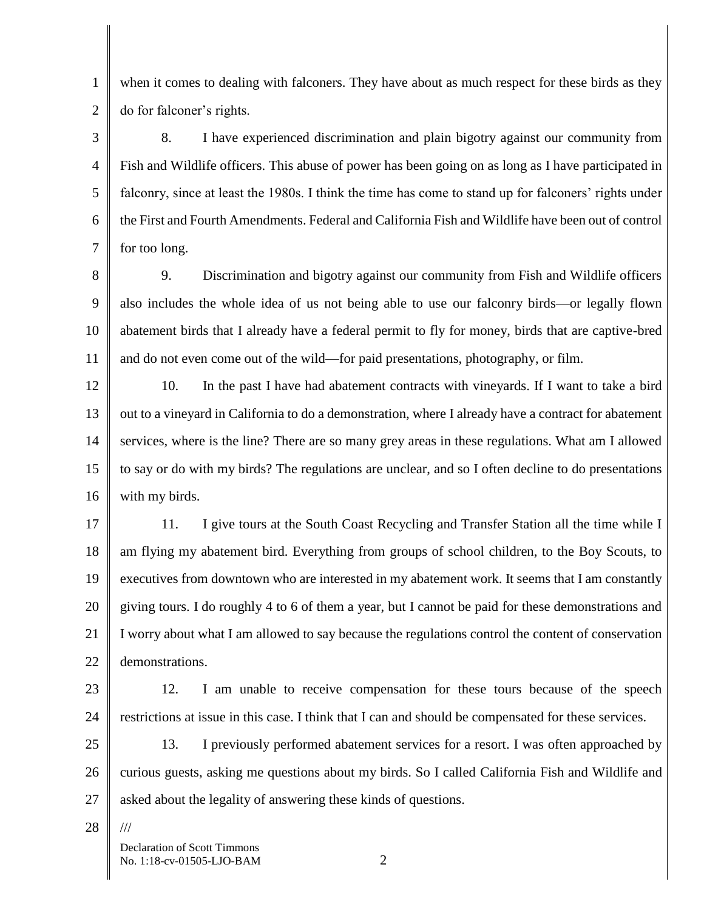when it comes to dealing with falconers. They have about as much respect for these birds as they do for falconer's rights.

8. I have experienced discrimination and plain bigotry against our community from Fish and Wildlife officers. This abuse of power has been going on as long as I have participated in falconry, since at least the 1980s. I think the time has come to stand up for falconers' rights under the First and Fourth Amendments. Federal and California Fish and Wildlife have been out of control for too long.

9. Discrimination and bigotry against our community from Fish and Wildlife officers also includes the whole idea of us not being able to use our falconry birds—or legally flown abatement birds that I already have a federal permit to fly for money, birds that are captive-bred and do not even come out of the wild—for paid presentations, photography, or film.

10. In the past I have had abatement contracts with vineyards. If I want to take a bird out to a vineyard in California to do a demonstration, where I already have a contract for abatement services, where is the line? There are so many grey areas in these regulations. What am I allowed to say or do with my birds? The regulations are unclear, and so I often decline to do presentations with my birds.

11. I give tours at the South Coast Recycling and Transfer Station all the time while I am flying my abatement bird. Everything from groups of school children, to the Boy Scouts, to executives from downtown who are interested in my abatement work. It seems that I am constantly giving tours. I do roughly 4 to 6 of them a year, but I cannot be paid for these demonstrations and I worry about what I am allowed to say because the regulations control the content of conservation demonstrations.

12. I am unable to receive compensation for these tours because of the speech restrictions at issue in this case. I think that I can and should be compensated for these services.

13. I previously performed abatement services for a resort. I was often approached by curious guests, asking me questions about my birds. So I called California Fish and Wildlife and asked about the legality of answering these kinds of questions.

///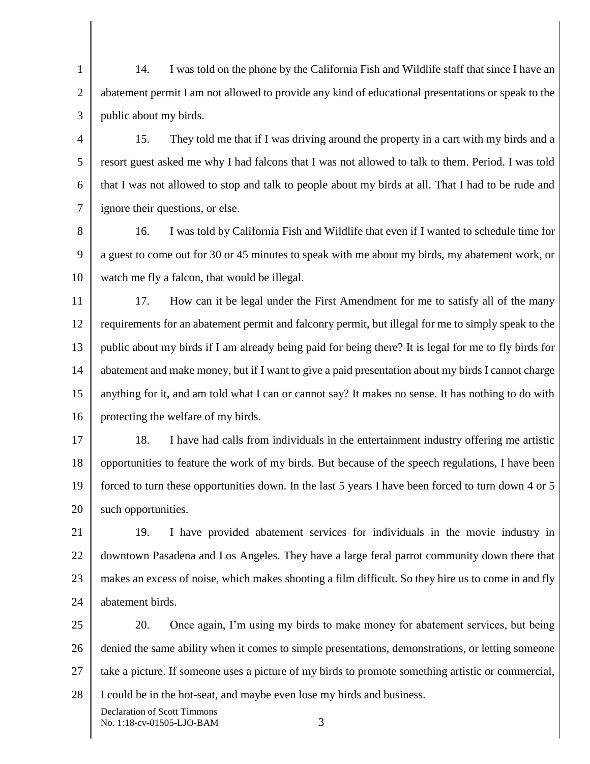14. I was told on the phone by the California Fish and Wildlife staff that since I have an abatement permit I am not allowed to provide any kind of educational presentations or speak to the public about my birds.

15. They told me that if I was driving around the property in a cart with my birds and a resort guest asked me why I had falcons that I was not allowed to talk to them. Period. I was told that I was not allowed to stop and talk to people about my birds at all. That I had to be rude and ignore their questions, or else.

16. I was told by California Fish and Wildlife that even if I wanted to schedule time for a guest to come out for 30 or 45 minutes to speak with me about my birds, my abatement work, or watch me fly a falcon, that would be illegal.

17. How can it be legal under the First Amendment for me to satisfy all of the many requirements for an abatement permit and falconry permit, but illegal for me to simply speak to the public about my birds if I am already being paid for being there? It is legal for me to fly birds for abatement and make money, but if I want to give a paid presentation about my birds I cannot charge anything for it, and am told what I can or cannot say? It makes no sense. It has nothing to do with protecting the welfare of my birds.

18. I have had calls from individuals in the entertainment industry offering me artistic opportunities to feature the work of my birds. But because of the speech regulations, I have been forced to turn these opportunities down. In the last 5 years I have been forced to turn down 4 or 5 such opportunities.

19. I have provided abatement services for individuals in the movie industry in downtown Pasadena and Los Angeles. They have a large feral parrot community down there that makes an excess of noise, which makes shooting a film difficult. So they hire us to come in and fly abatement birds.

20. Once again, I'm using my birds to make money for abatement services, but being denied the same ability when it comes to simple presentations, demonstrations, or letting someone take a picture. If someone uses a picture of my birds to promote something artistic or commercial, I could be in the hot-seat, and maybe even lose my birds and business.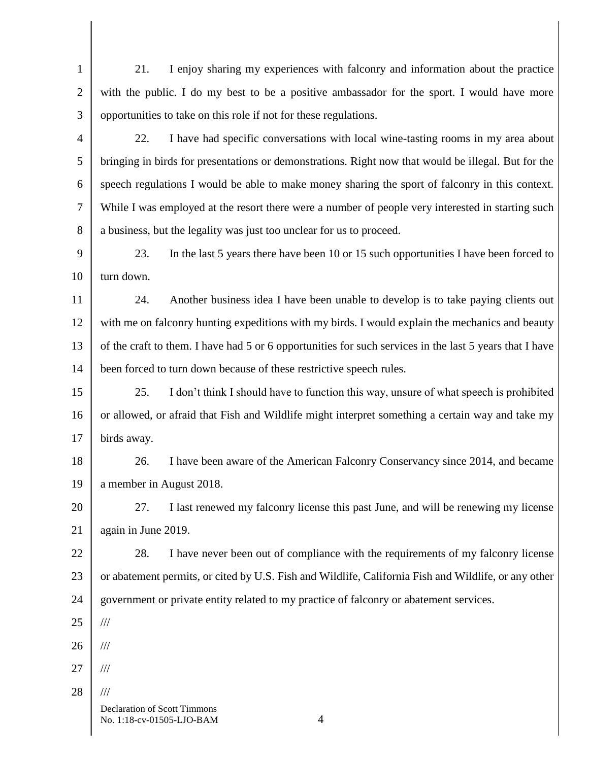21. I enjoy sharing my experiences with falconry and information about the practice with the public. I do my best to be a positive ambassador for the sport. I would have more opportunities to take on this role if not for these regulations.

22. I have had specific conversations with local wine-tasting rooms in my area about bringing in birds for presentations or demonstrations. Right now that would be illegal. But for the speech regulations I would be able to make money sharing the sport of falconry in this context. While I was employed at the resort there were a number of people very interested in starting such a business, but the legality was just too unclear for us to proceed.

23. In the last 5 years there have been 10 or 15 such opportunities I have been forced to turn down.

24. Another business idea I have been unable to develop is to take paying clients out with me on falconry hunting expeditions with my birds. I would explain the mechanics and beauty of the craft to them. I have had 5 or 6 opportunities for such services in the last 5 years that I have been forced to turn down because of these restrictive speech rules.

25. I don't think I should have to function this way, unsure of what speech is prohibited or allowed, or afraid that Fish and Wildlife might interpret something a certain way and take my birds away.

26. I have been aware of the American Falconry Conservancy since 2014, and became a member in August 2018.

27. I last renewed my falconry license this past June, and will be renewing my license again in June 2019.

28. I have never been out of compliance with the requirements of my falconry license or abatement permits, or cited by U.S. Fish and Wildlife, California Fish and Wildlife, or any other government or private entity related to my practice of falconry or abatement services.

///

///

///

///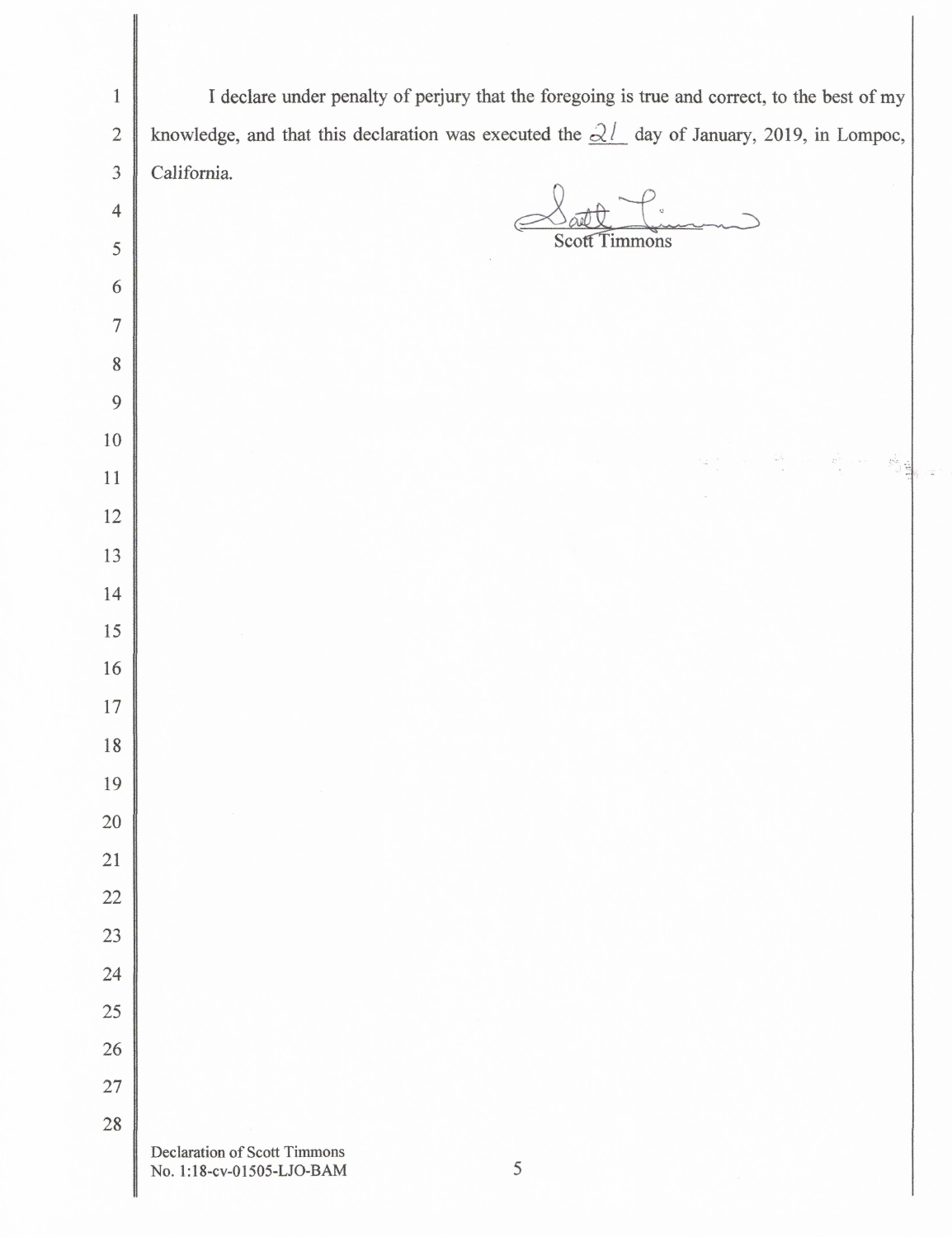I declare under penalty of perjury that the foregoing is true and correct, to the best of my knowledge, and that this declaration was executed the 21 day of January, 2019, in Lompoc, California.

Scott Timmons

Declaration of Scott Timmons
No. 1:18-cv-01505-LJO-BAM